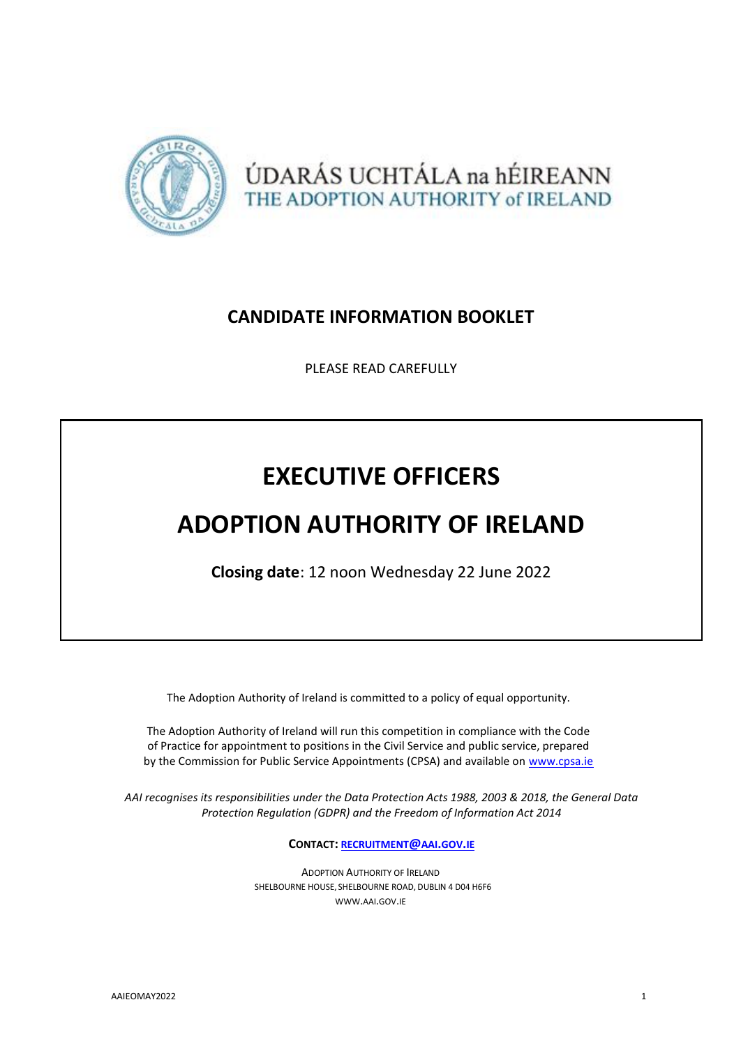ÚDARÁS UCHTÁLA na hÉIREANN
THE ADOPTION AUTHORITY of IRELAND

# CANDIDATE INFORMATION BOOKLET

PLEASE READ CAREFULLY

# EXECUTIVE OFFICERS

# ADOPTION AUTHORITY OF IRELAND

**Closing date**: 12 noon Wednesday 22 June 2022

The Adoption Authority of Ireland is committed to a policy of equal opportunity.

The Adoption Authority of Ireland will run this competition in compliance with the Code of Practice for appointment to positions in the Civil Service and public service, prepared by the Commission for Public Service Appointments (CPSA) and available on www.cpsa.ie

*AAI recognises its responsibilities under the Data Protection Acts 1988, 2003 & 2018, the General Data Protection Regulation (GDPR) and the Freedom of Information Act 2014*

**CONTACT: RECRUITMENT@AAI.GOV.IE**

ADOPTION AUTHORITY OF IRELAND
SHELBOURNE HOUSE, SHELBOURNE ROAD, DUBLIN 4 D04 H6F6
WWW.AAI.GOV.IE

AAIEOMAY2022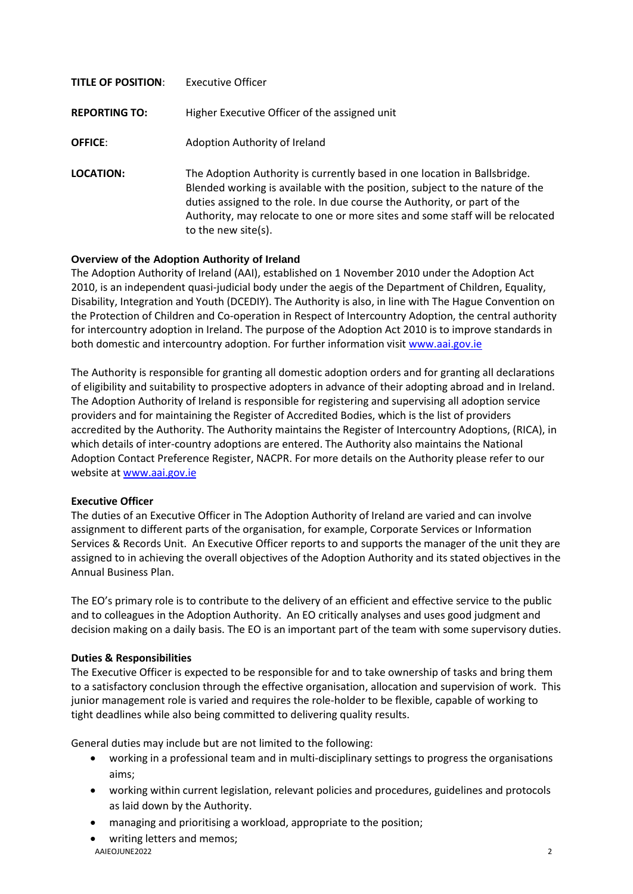**TITLE OF POSITION**: Executive Officer

**REPORTING TO:** Higher Executive Officer of the assigned unit

**OFFICE**: Adoption Authority of Ireland

**LOCATION:** The Adoption Authority is currently based in one location in Ballsbridge. Blended working is available with the position, subject to the nature of the duties assigned to the role. In due course the Authority, or part of the Authority, may relocate to one or more sites and some staff will be relocated to the new site(s).

**Overview of the Adoption Authority of Ireland**

The Adoption Authority of Ireland (AAI), established on 1 November 2010 under the Adoption Act 2010, is an independent quasi-judicial body under the aegis of the Department of Children, Equality, Disability, Integration and Youth (DCEDIY). The Authority is also, in line with The Hague Convention on the Protection of Children and Co-operation in Respect of Intercountry Adoption, the central authority for intercountry adoption in Ireland. The purpose of the Adoption Act 2010 is to improve standards in both domestic and intercountry adoption. For further information visit [www.aai.gov.ie](http://www.aai.gov.ie)

The Authority is responsible for granting all domestic adoption orders and for granting all declarations of eligibility and suitability to prospective adopters in advance of their adopting abroad and in Ireland. The Adoption Authority of Ireland is responsible for registering and supervising all adoption service providers and for maintaining the Register of Accredited Bodies, which is the list of providers accredited by the Authority. The Authority maintains the Register of Intercountry Adoptions, (RICA), in which details of inter-country adoptions are entered. The Authority also maintains the National Adoption Contact Preference Register, NACPR. For more details on the Authority please refer to our website at [www.aai.gov.ie](http://www.aai.gov.ie)

**Executive Officer**

The duties of an Executive Officer in The Adoption Authority of Ireland are varied and can involve assignment to different parts of the organisation, for example, Corporate Services or Information Services & Records Unit. An Executive Officer reports to and supports the manager of the unit they are assigned to in achieving the overall objectives of the Adoption Authority and its stated objectives in the Annual Business Plan.

The EO's primary role is to contribute to the delivery of an efficient and effective service to the public and to colleagues in the Adoption Authority. An EO critically analyses and uses good judgment and decision making on a daily basis. The EO is an important part of the team with some supervisory duties.

**Duties & Responsibilities**

The Executive Officer is expected to be responsible for and to take ownership of tasks and bring them to a satisfactory conclusion through the effective organisation, allocation and supervision of work. This junior management role is varied and requires the role-holder to be flexible, capable of working to tight deadlines while also being committed to delivering quality results.

General duties may include but are not limited to the following:

- working in a professional team and in multi-disciplinary settings to progress the organisations aims;
- working within current legislation, relevant policies and procedures, guidelines and protocols as laid down by the Authority.
- managing and prioritising a workload, appropriate to the position;
- writing letters and memos;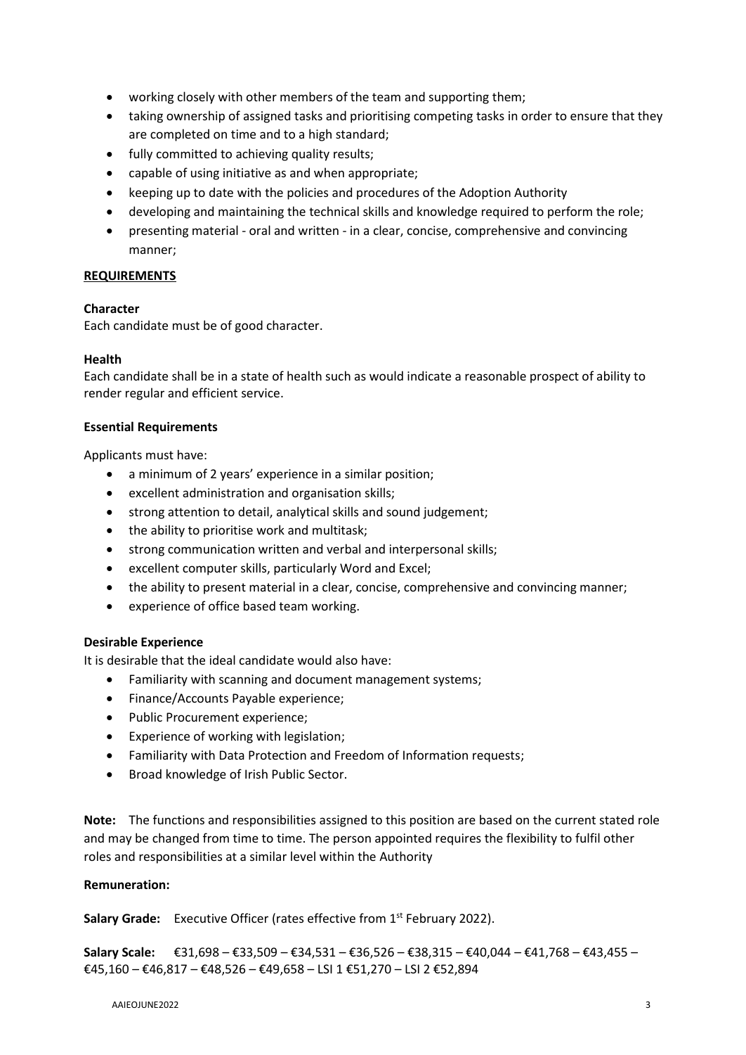- working closely with other members of the team and supporting them;
- taking ownership of assigned tasks and prioritising competing tasks in order to ensure that they are completed on time and to a high standard;
- fully committed to achieving quality results;
- capable of using initiative as and when appropriate;
- keeping up to date with the policies and procedures of the Adoption Authority
- developing and maintaining the technical skills and knowledge required to perform the role;
- presenting material - oral and written - in a clear, concise, comprehensive and convincing manner;

## REQUIREMENTS

**Character**
Each candidate must be of good character.

**Health**
Each candidate shall be in a state of health such as would indicate a reasonable prospect of ability to render regular and efficient service.

**Essential Requirements**

Applicants must have:

- a minimum of 2 years' experience in a similar position;
- excellent administration and organisation skills;
- strong attention to detail, analytical skills and sound judgement;
- the ability to prioritise work and multitask;
- strong communication written and verbal and interpersonal skills;
- excellent computer skills, particularly Word and Excel;
- the ability to present material in a clear, concise, comprehensive and convincing manner;
- experience of office based team working.

**Desirable Experience**
It is desirable that the ideal candidate would also have:

- Familiarity with scanning and document management systems;
- Finance/Accounts Payable experience;
- Public Procurement experience;
- Experience of working with legislation;
- Familiarity with Data Protection and Freedom of Information requests;
- Broad knowledge of Irish Public Sector.

**Note:** The functions and responsibilities assigned to this position are based on the current stated role and may be changed from time to time. The person appointed requires the flexibility to fulfil other roles and responsibilities at a similar level within the Authority

**Remuneration:**

**Salary Grade:** Executive Officer (rates effective from 1st February 2022).

**Salary Scale:** €31,698 – €33,509 – €34,531 – €36,526 – €38,315 – €40,044 – €41,768 – €43,455 – €45,160 – €46,817 – €48,526 – €49,658 – LSI 1 €51,270 – LSI 2 €52,894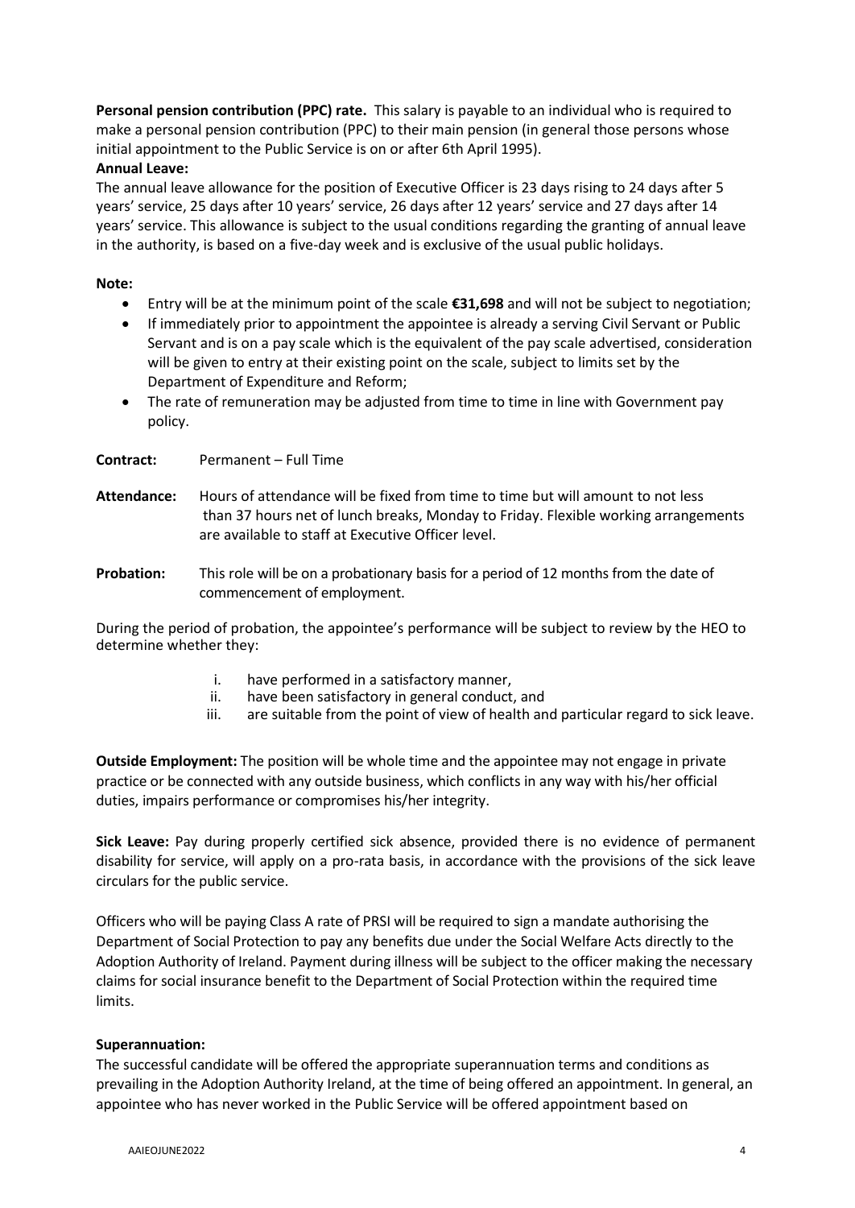**Personal pension contribution (PPC) rate.** This salary is payable to an individual who is required to make a personal pension contribution (PPC) to their main pension (in general those persons whose initial appointment to the Public Service is on or after 6th April 1995).

**Annual Leave:**

The annual leave allowance for the position of Executive Officer is 23 days rising to 24 days after 5 years' service, 25 days after 10 years' service, 26 days after 12 years' service and 27 days after 14 years' service. This allowance is subject to the usual conditions regarding the granting of annual leave in the authority, is based on a five-day week and is exclusive of the usual public holidays.

**Note:**

- Entry will be at the minimum point of the scale **€31,698** and will not be subject to negotiation;
- If immediately prior to appointment the appointee is already a serving Civil Servant or Public Servant and is on a pay scale which is the equivalent of the pay scale advertised, consideration will be given to entry at their existing point on the scale, subject to limits set by the Department of Expenditure and Reform;
- The rate of remuneration may be adjusted from time to time in line with Government pay policy.

**Contract:** Permanent – Full Time

**Attendance:** Hours of attendance will be fixed from time to time but will amount to not less than 37 hours net of lunch breaks, Monday to Friday. Flexible working arrangements are available to staff at Executive Officer level.

**Probation:** This role will be on a probationary basis for a period of 12 months from the date of commencement of employment.

During the period of probation, the appointee's performance will be subject to review by the HEO to determine whether they:

i. have performed in a satisfactory manner,
ii. have been satisfactory in general conduct, and
iii. are suitable from the point of view of health and particular regard to sick leave.

**Outside Employment:** The position will be whole time and the appointee may not engage in private practice or be connected with any outside business, which conflicts in any way with his/her official duties, impairs performance or compromises his/her integrity.

**Sick Leave:** Pay during properly certified sick absence, provided there is no evidence of permanent disability for service, will apply on a pro-rata basis, in accordance with the provisions of the sick leave circulars for the public service.

Officers who will be paying Class A rate of PRSI will be required to sign a mandate authorising the Department of Social Protection to pay any benefits due under the Social Welfare Acts directly to the Adoption Authority of Ireland. Payment during illness will be subject to the officer making the necessary claims for social insurance benefit to the Department of Social Protection within the required time limits.

**Superannuation:**

The successful candidate will be offered the appropriate superannuation terms and conditions as prevailing in the Adoption Authority Ireland, at the time of being offered an appointment. In general, an appointee who has never worked in the Public Service will be offered appointment based on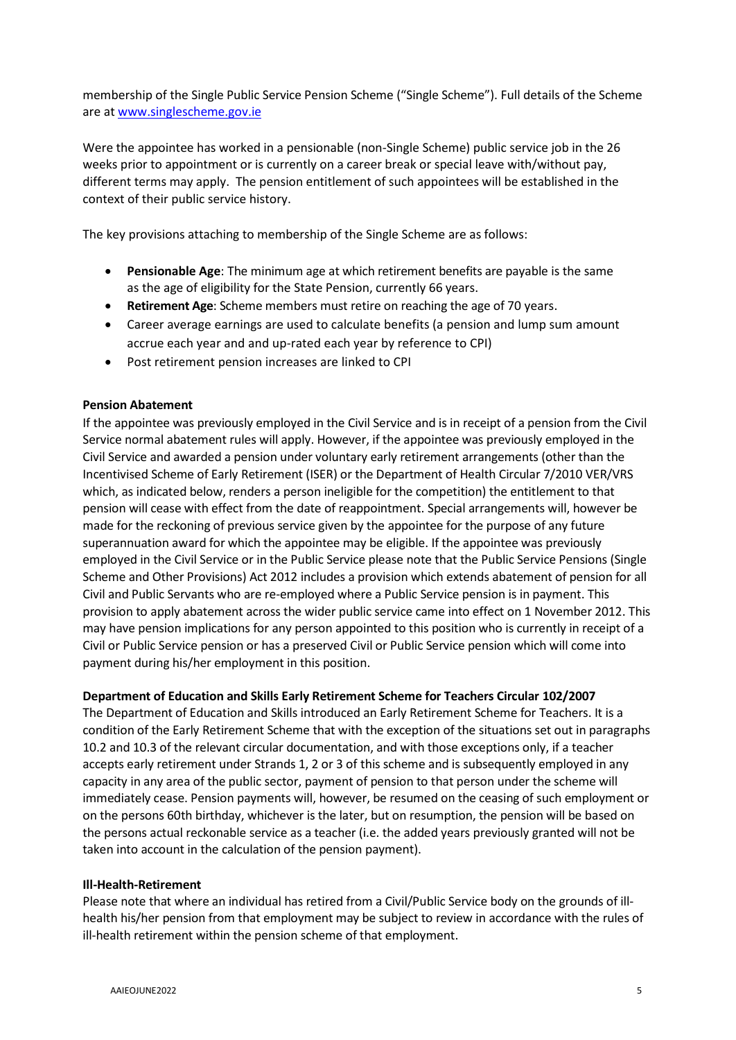membership of the Single Public Service Pension Scheme ("Single Scheme"). Full details of the Scheme are at [www.singlescheme.gov.ie](www.singlescheme.gov.ie)

Were the appointee has worked in a pensionable (non-Single Scheme) public service job in the 26 weeks prior to appointment or is currently on a career break or special leave with/without pay, different terms may apply. The pension entitlement of such appointees will be established in the context of their public service history.

The key provisions attaching to membership of the Single Scheme are as follows:

- **Pensionable Age**: The minimum age at which retirement benefits are payable is the same as the age of eligibility for the State Pension, currently 66 years.
- **Retirement Age**: Scheme members must retire on reaching the age of 70 years.
- Career average earnings are used to calculate benefits (a pension and lump sum amount accrue each year and and up-rated each year by reference to CPI)
- Post retirement pension increases are linked to CPI

**Pension Abatement**

If the appointee was previously employed in the Civil Service and is in receipt of a pension from the Civil Service normal abatement rules will apply. However, if the appointee was previously employed in the Civil Service and awarded a pension under voluntary early retirement arrangements (other than the Incentivised Scheme of Early Retirement (ISER) or the Department of Health Circular 7/2010 VER/VRS which, as indicated below, renders a person ineligible for the competition) the entitlement to that pension will cease with effect from the date of reappointment. Special arrangements will, however be made for the reckoning of previous service given by the appointee for the purpose of any future superannuation award for which the appointee may be eligible. If the appointee was previously employed in the Civil Service or in the Public Service please note that the Public Service Pensions (Single Scheme and Other Provisions) Act 2012 includes a provision which extends abatement of pension for all Civil and Public Servants who are re-employed where a Public Service pension is in payment. This provision to apply abatement across the wider public service came into effect on 1 November 2012. This may have pension implications for any person appointed to this position who is currently in receipt of a Civil or Public Service pension or has a preserved Civil or Public Service pension which will come into payment during his/her employment in this position.

**Department of Education and Skills Early Retirement Scheme for Teachers Circular 102/2007**

The Department of Education and Skills introduced an Early Retirement Scheme for Teachers. It is a condition of the Early Retirement Scheme that with the exception of the situations set out in paragraphs 10.2 and 10.3 of the relevant circular documentation, and with those exceptions only, if a teacher accepts early retirement under Strands 1, 2 or 3 of this scheme and is subsequently employed in any capacity in any area of the public sector, payment of pension to that person under the scheme will immediately cease. Pension payments will, however, be resumed on the ceasing of such employment or on the persons 60th birthday, whichever is the later, but on resumption, the pension will be based on the persons actual reckonable service as a teacher (i.e. the added years previously granted will not be taken into account in the calculation of the pension payment).

**Ill-Health-Retirement**

Please note that where an individual has retired from a Civil/Public Service body on the grounds of ill-health his/her pension from that employment may be subject to review in accordance with the rules of ill-health retirement within the pension scheme of that employment.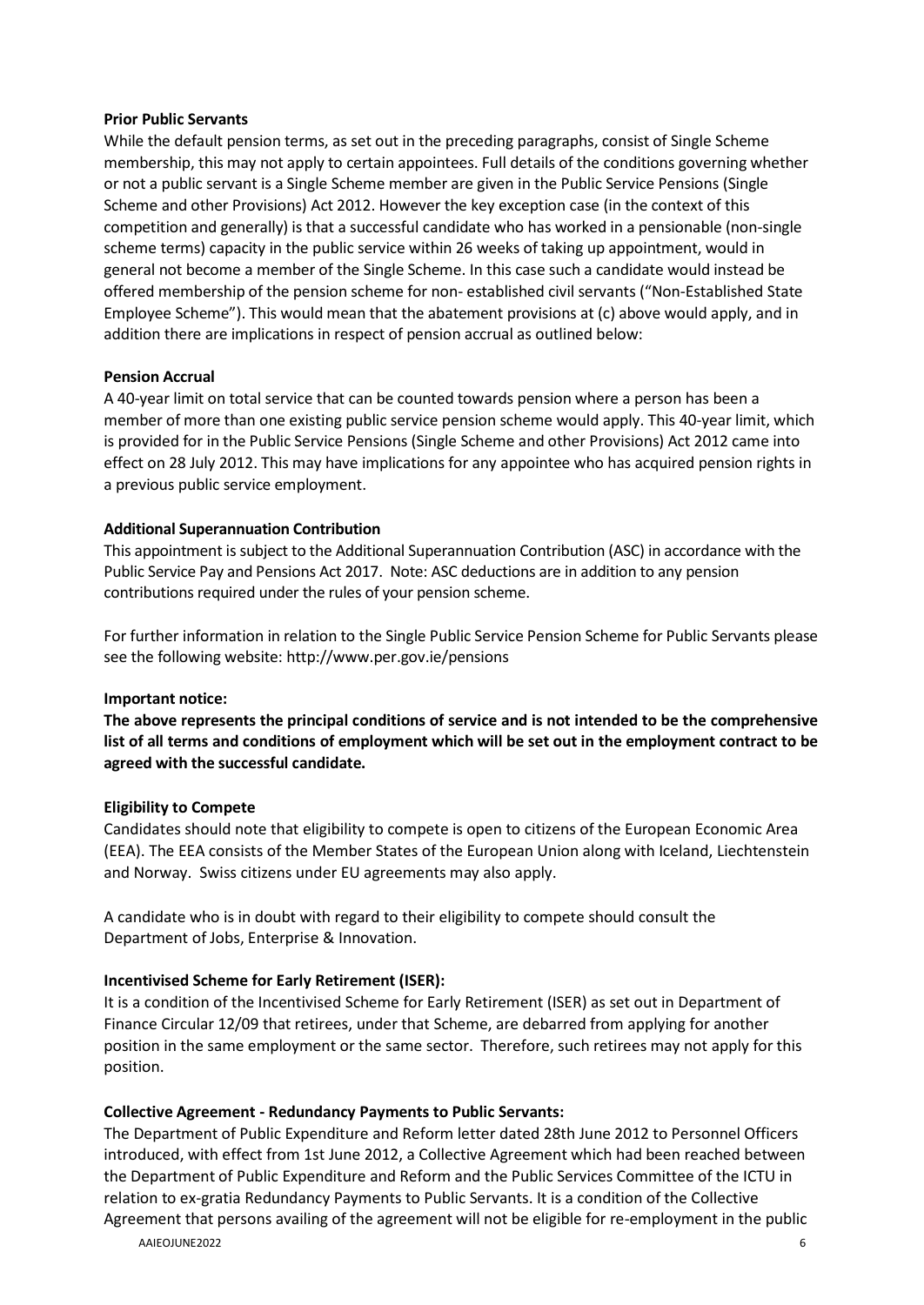**Prior Public Servants**

While the default pension terms, as set out in the preceding paragraphs, consist of Single Scheme membership, this may not apply to certain appointees. Full details of the conditions governing whether or not a public servant is a Single Scheme member are given in the Public Service Pensions (Single Scheme and other Provisions) Act 2012. However the key exception case (in the context of this competition and generally) is that a successful candidate who has worked in a pensionable (non-single scheme terms) capacity in the public service within 26 weeks of taking up appointment, would in general not become a member of the Single Scheme. In this case such a candidate would instead be offered membership of the pension scheme for non- established civil servants ("Non-Established State Employee Scheme"). This would mean that the abatement provisions at (c) above would apply, and in addition there are implications in respect of pension accrual as outlined below:

**Pension Accrual**

A 40-year limit on total service that can be counted towards pension where a person has been a member of more than one existing public service pension scheme would apply. This 40-year limit, which is provided for in the Public Service Pensions (Single Scheme and other Provisions) Act 2012 came into effect on 28 July 2012. This may have implications for any appointee who has acquired pension rights in a previous public service employment.

**Additional Superannuation Contribution**

This appointment is subject to the Additional Superannuation Contribution (ASC) in accordance with the Public Service Pay and Pensions Act 2017. Note: ASC deductions are in addition to any pension contributions required under the rules of your pension scheme.

For further information in relation to the Single Public Service Pension Scheme for Public Servants please see the following website: http://www.per.gov.ie/pensions

**Important notice:**

**The above represents the principal conditions of service and is not intended to be the comprehensive list of all terms and conditions of employment which will be set out in the employment contract to be agreed with the successful candidate.**

**Eligibility to Compete**

Candidates should note that eligibility to compete is open to citizens of the European Economic Area (EEA). The EEA consists of the Member States of the European Union along with Iceland, Liechtenstein and Norway. Swiss citizens under EU agreements may also apply.

A candidate who is in doubt with regard to their eligibility to compete should consult the Department of Jobs, Enterprise & Innovation.

**Incentivised Scheme for Early Retirement (ISER):**

It is a condition of the Incentivised Scheme for Early Retirement (ISER) as set out in Department of Finance Circular 12/09 that retirees, under that Scheme, are debarred from applying for another position in the same employment or the same sector. Therefore, such retirees may not apply for this position.

**Collective Agreement - Redundancy Payments to Public Servants:**

The Department of Public Expenditure and Reform letter dated 28th June 2012 to Personnel Officers introduced, with effect from 1st June 2012, a Collective Agreement which had been reached between the Department of Public Expenditure and Reform and the Public Services Committee of the ICTU in relation to ex-gratia Redundancy Payments to Public Servants. It is a condition of the Collective Agreement that persons availing of the agreement will not be eligible for re-employment in the public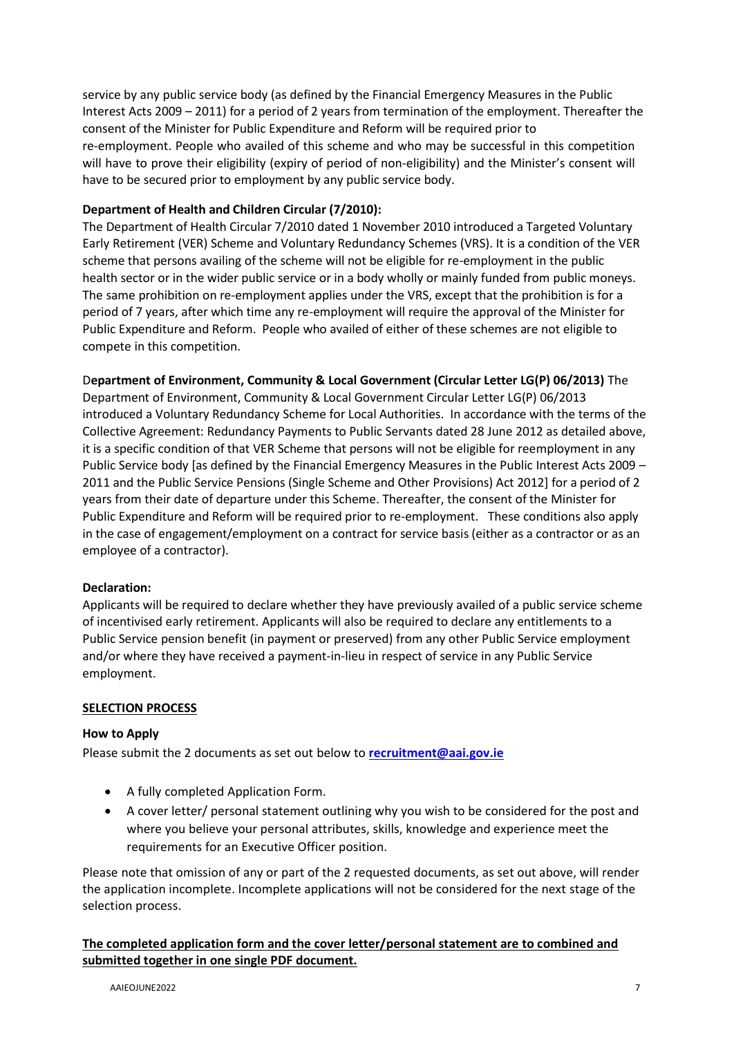service by any public service body (as defined by the Financial Emergency Measures in the Public Interest Acts 2009 – 2011) for a period of 2 years from termination of the employment. Thereafter the consent of the Minister for Public Expenditure and Reform will be required prior to re-employment. People who availed of this scheme and who may be successful in this competition will have to prove their eligibility (expiry of period of non-eligibility) and the Minister's consent will have to be secured prior to employment by any public service body.

**Department of Health and Children Circular (7/2010):**

The Department of Health Circular 7/2010 dated 1 November 2010 introduced a Targeted Voluntary Early Retirement (VER) Scheme and Voluntary Redundancy Schemes (VRS). It is a condition of the VER scheme that persons availing of the scheme will not be eligible for re-employment in the public health sector or in the wider public service or in a body wholly or mainly funded from public moneys. The same prohibition on re-employment applies under the VRS, except that the prohibition is for a period of 7 years, after which time any re-employment will require the approval of the Minister for Public Expenditure and Reform. People who availed of either of these schemes are not eligible to compete in this competition.

**Department of Environment, Community & Local Government (Circular Letter LG(P) 06/2013)** The Department of Environment, Community & Local Government Circular Letter LG(P) 06/2013 introduced a Voluntary Redundancy Scheme for Local Authorities. In accordance with the terms of the Collective Agreement: Redundancy Payments to Public Servants dated 28 June 2012 as detailed above, it is a specific condition of that VER Scheme that persons will not be eligible for reemployment in any Public Service body [as defined by the Financial Emergency Measures in the Public Interest Acts 2009 – 2011 and the Public Service Pensions (Single Scheme and Other Provisions) Act 2012] for a period of 2 years from their date of departure under this Scheme. Thereafter, the consent of the Minister for Public Expenditure and Reform will be required prior to re-employment. These conditions also apply in the case of engagement/employment on a contract for service basis (either as a contractor or as an employee of a contractor).

**Declaration:**

Applicants will be required to declare whether they have previously availed of a public service scheme of incentivised early retirement. Applicants will also be required to declare any entitlements to a Public Service pension benefit (in payment or preserved) from any other Public Service employment and/or where they have received a payment-in-lieu in respect of service in any Public Service employment.

## SELECTION PROCESS

**How to Apply**

Please submit the 2 documents as set out below to **recruitment@aai.gov.ie**

- A fully completed Application Form.
- A cover letter/ personal statement outlining why you wish to be considered for the post and where you believe your personal attributes, skills, knowledge and experience meet the requirements for an Executive Officer position.

Please note that omission of any or part of the 2 requested documents, as set out above, will render the application incomplete. Incomplete applications will not be considered for the next stage of the selection process.

**The completed application form and the cover letter/personal statement are to combined and submitted together in one single PDF document.**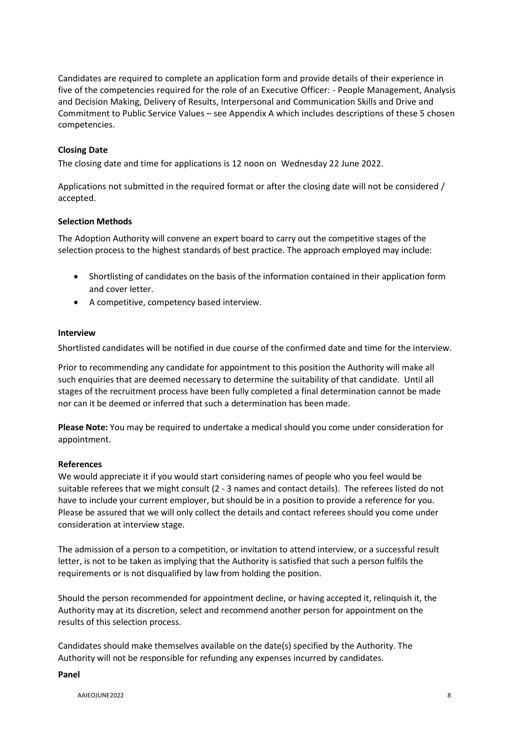Candidates are required to complete an application form and provide details of their experience in five of the competencies required for the role of an Executive Officer: - People Management, Analysis and Decision Making, Delivery of Results, Interpersonal and Communication Skills and Drive and Commitment to Public Service Values – see Appendix A which includes descriptions of these 5 chosen competencies.

**Closing Date**

The closing date and time for applications is 12 noon on Wednesday 22 June 2022.

Applications not submitted in the required format or after the closing date will not be considered / accepted.

**Selection Methods**

The Adoption Authority will convene an expert board to carry out the competitive stages of the selection process to the highest standards of best practice. The approach employed may include:

- Shortlisting of candidates on the basis of the information contained in their application form and cover letter.
- A competitive, competency based interview.

**Interview**

Shortlisted candidates will be notified in due course of the confirmed date and time for the interview.

Prior to recommending any candidate for appointment to this position the Authority will make all such enquiries that are deemed necessary to determine the suitability of that candidate. Until all stages of the recruitment process have been fully completed a final determination cannot be made nor can it be deemed or inferred that such a determination has been made.

**Please Note:** You may be required to undertake a medical should you come under consideration for appointment.

**References**

We would appreciate it if you would start considering names of people who you feel would be suitable referees that we might consult (2 - 3 names and contact details). The referees listed do not have to include your current employer, but should be in a position to provide a reference for you. Please be assured that we will only collect the details and contact referees should you come under consideration at interview stage.

The admission of a person to a competition, or invitation to attend interview, or a successful result letter, is not to be taken as implying that the Authority is satisfied that such a person fulfils the requirements or is not disqualified by law from holding the position.

Should the person recommended for appointment decline, or having accepted it, relinquish it, the Authority may at its discretion, select and recommend another person for appointment on the results of this selection process.

Candidates should make themselves available on the date(s) specified by the Authority. The Authority will not be responsible for refunding any expenses incurred by candidates.

**Panel**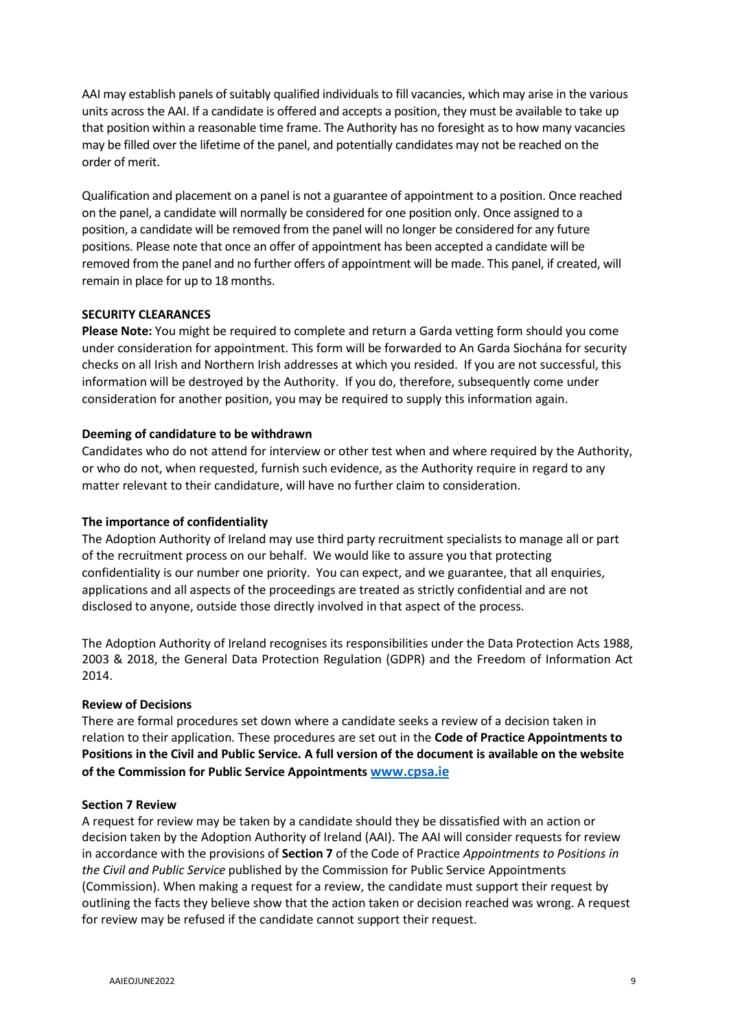AAI may establish panels of suitably qualified individuals to fill vacancies, which may arise in the various units across the AAI. If a candidate is offered and accepts a position, they must be available to take up that position within a reasonable time frame. The Authority has no foresight as to how many vacancies may be filled over the lifetime of the panel, and potentially candidates may not be reached on the order of merit.

Qualification and placement on a panel is not a guarantee of appointment to a position. Once reached on the panel, a candidate will normally be considered for one position only. Once assigned to a position, a candidate will be removed from the panel will no longer be considered for any future positions. Please note that once an offer of appointment has been accepted a candidate will be removed from the panel and no further offers of appointment will be made. This panel, if created, will remain in place for up to 18 months.

**SECURITY CLEARANCES**

**Please Note:** You might be required to complete and return a Garda vetting form should you come under consideration for appointment. This form will be forwarded to An Garda Siochána for security checks on all Irish and Northern Irish addresses at which you resided. If you are not successful, this information will be destroyed by the Authority. If you do, therefore, subsequently come under consideration for another position, you may be required to supply this information again.

**Deeming of candidature to be withdrawn**

Candidates who do not attend for interview or other test when and where required by the Authority, or who do not, when requested, furnish such evidence, as the Authority require in regard to any matter relevant to their candidature, will have no further claim to consideration.

**The importance of confidentiality**

The Adoption Authority of Ireland may use third party recruitment specialists to manage all or part of the recruitment process on our behalf. We would like to assure you that protecting confidentiality is our number one priority. You can expect, and we guarantee, that all enquiries, applications and all aspects of the proceedings are treated as strictly confidential and are not disclosed to anyone, outside those directly involved in that aspect of the process.

The Adoption Authority of Ireland recognises its responsibilities under the Data Protection Acts 1988, 2003 & 2018, the General Data Protection Regulation (GDPR) and the Freedom of Information Act 2014.

**Review of Decisions**

There are formal procedures set down where a candidate seeks a review of a decision taken in relation to their application. These procedures are set out in the **Code of Practice Appointments to Positions in the Civil and Public Service. A full version of the document is available on the website of the Commission for Public Service Appointments [www.cpsa.ie](www.cpsa.ie)**

**Section 7 Review**

A request for review may be taken by a candidate should they be dissatisfied with an action or decision taken by the Adoption Authority of Ireland (AAI). The AAI will consider requests for review in accordance with the provisions of **Section 7** of the Code of Practice *Appointments to Positions in the Civil and Public Service* published by the Commission for Public Service Appointments (Commission). When making a request for a review, the candidate must support their request by outlining the facts they believe show that the action taken or decision reached was wrong. A request for review may be refused if the candidate cannot support their request.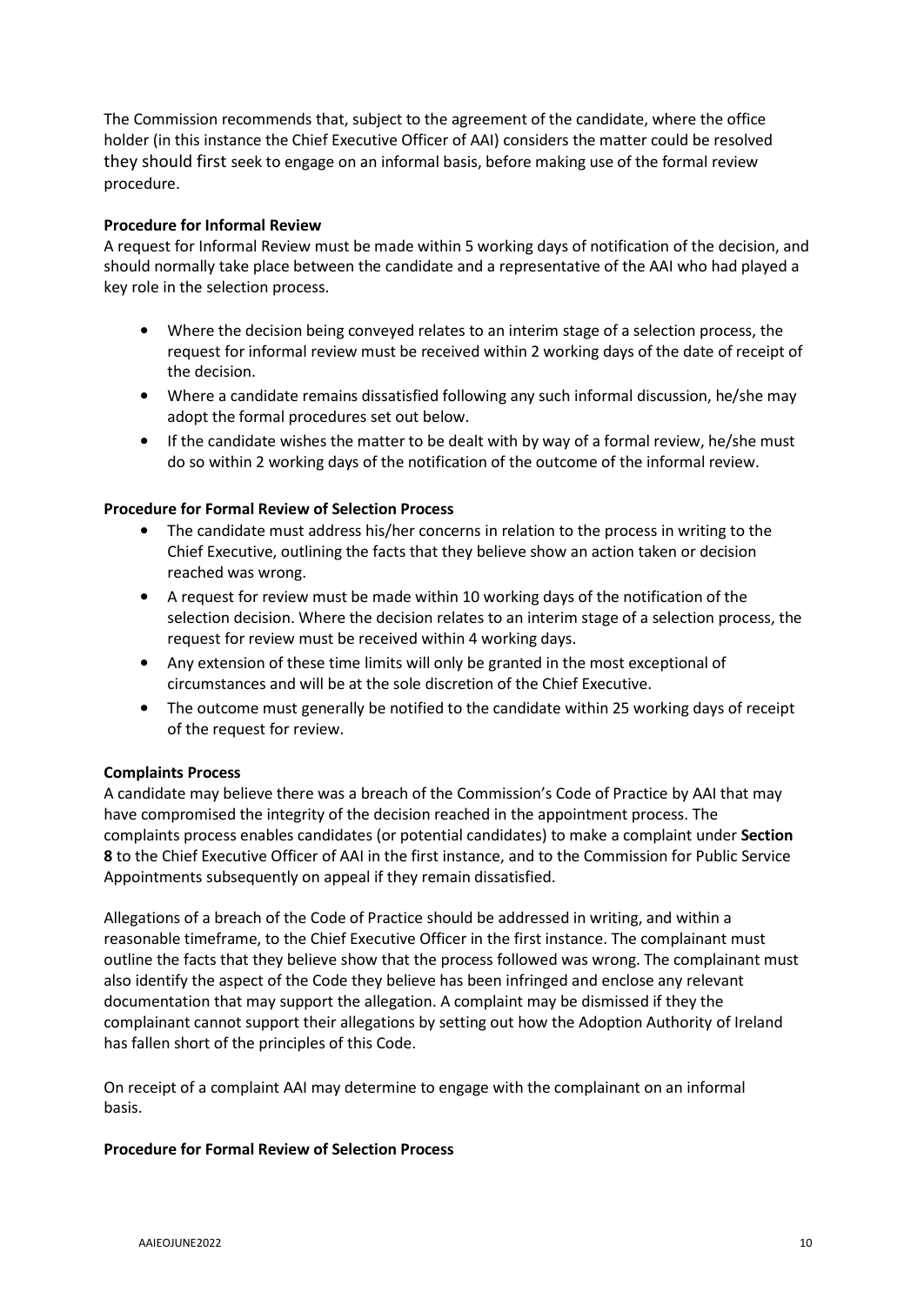The Commission recommends that, subject to the agreement of the candidate, where the office holder (in this instance the Chief Executive Officer of AAI) considers the matter could be resolved they should first seek to engage on an informal basis, before making use of the formal review procedure.

**Procedure for Informal Review**

A request for Informal Review must be made within 5 working days of notification of the decision, and should normally take place between the candidate and a representative of the AAI who had played a key role in the selection process.

- Where the decision being conveyed relates to an interim stage of a selection process, the request for informal review must be received within 2 working days of the date of receipt of the decision.
- Where a candidate remains dissatisfied following any such informal discussion, he/she may adopt the formal procedures set out below.
- If the candidate wishes the matter to be dealt with by way of a formal review, he/she must do so within 2 working days of the notification of the outcome of the informal review.

**Procedure for Formal Review of Selection Process**

- The candidate must address his/her concerns in relation to the process in writing to the Chief Executive, outlining the facts that they believe show an action taken or decision reached was wrong.
- A request for review must be made within 10 working days of the notification of the selection decision. Where the decision relates to an interim stage of a selection process, the request for review must be received within 4 working days.
- Any extension of these time limits will only be granted in the most exceptional of circumstances and will be at the sole discretion of the Chief Executive.
- The outcome must generally be notified to the candidate within 25 working days of receipt of the request for review.

**Complaints Process**

A candidate may believe there was a breach of the Commission's Code of Practice by AAI that may have compromised the integrity of the decision reached in the appointment process. The complaints process enables candidates (or potential candidates) to make a complaint under **Section 8** to the Chief Executive Officer of AAI in the first instance, and to the Commission for Public Service Appointments subsequently on appeal if they remain dissatisfied.

Allegations of a breach of the Code of Practice should be addressed in writing, and within a reasonable timeframe, to the Chief Executive Officer in the first instance. The complainant must outline the facts that they believe show that the process followed was wrong. The complainant must also identify the aspect of the Code they believe has been infringed and enclose any relevant documentation that may support the allegation. A complaint may be dismissed if they the complainant cannot support their allegations by setting out how the Adoption Authority of Ireland has fallen short of the principles of this Code.

On receipt of a complaint AAI may determine to engage with the complainant on an informal basis.

**Procedure for Formal Review of Selection Process**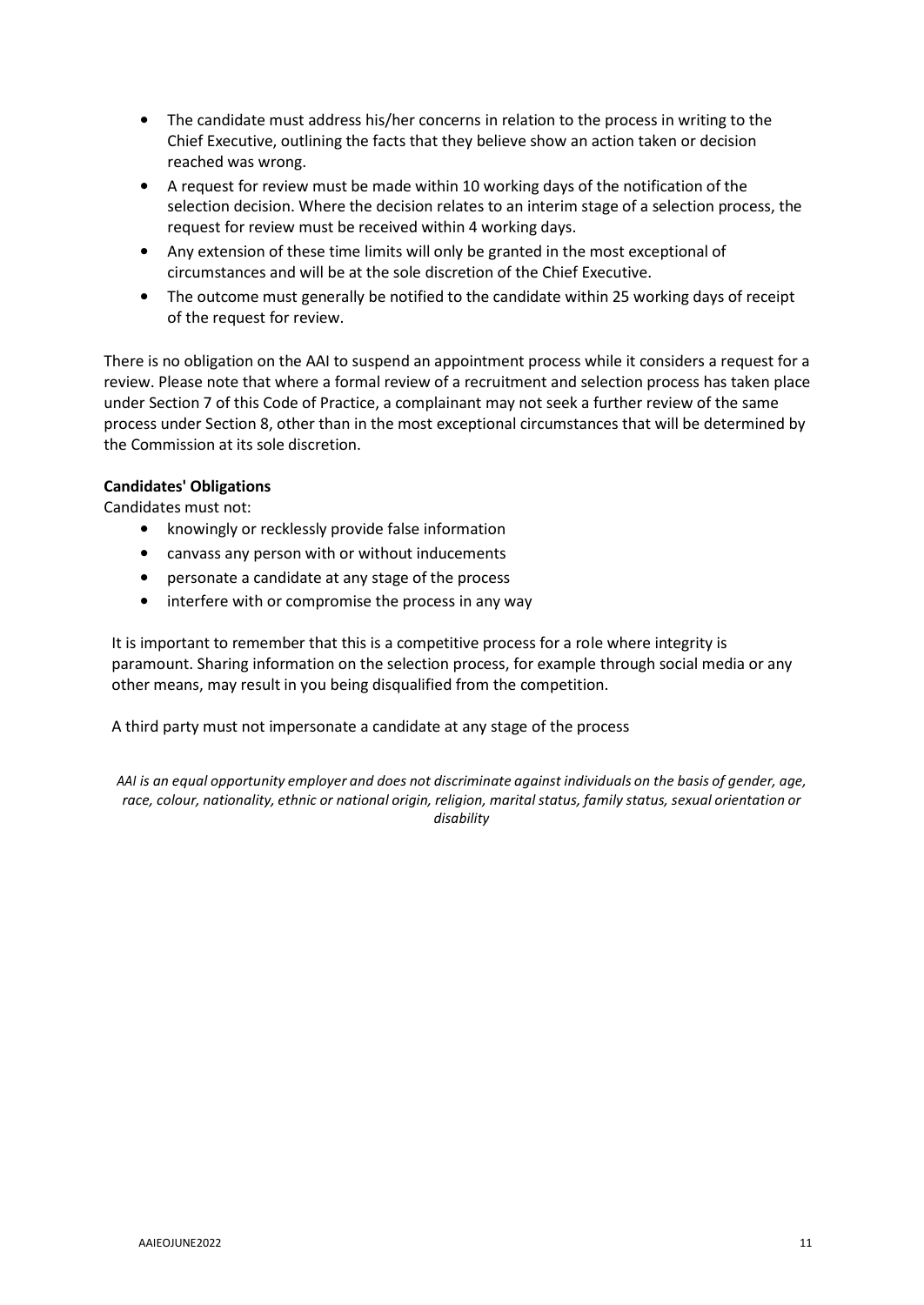- The candidate must address his/her concerns in relation to the process in writing to the Chief Executive, outlining the facts that they believe show an action taken or decision reached was wrong.
- A request for review must be made within 10 working days of the notification of the selection decision. Where the decision relates to an interim stage of a selection process, the request for review must be received within 4 working days.
- Any extension of these time limits will only be granted in the most exceptional of circumstances and will be at the sole discretion of the Chief Executive.
- The outcome must generally be notified to the candidate within 25 working days of receipt of the request for review.

There is no obligation on the AAI to suspend an appointment process while it considers a request for a review. Please note that where a formal review of a recruitment and selection process has taken place under Section 7 of this Code of Practice, a complainant may not seek a further review of the same process under Section 8, other than in the most exceptional circumstances that will be determined by the Commission at its sole discretion.

**Candidates' Obligations**

Candidates must not:

- knowingly or recklessly provide false information
- canvass any person with or without inducements
- personate a candidate at any stage of the process
- interfere with or compromise the process in any way

It is important to remember that this is a competitive process for a role where integrity is paramount. Sharing information on the selection process, for example through social media or any other means, may result in you being disqualified from the competition.

A third party must not impersonate a candidate at any stage of the process

*AAI is an equal opportunity employer and does not discriminate against individuals on the basis of gender, age, race, colour, nationality, ethnic or national origin, religion, marital status, family status, sexual orientation or disability*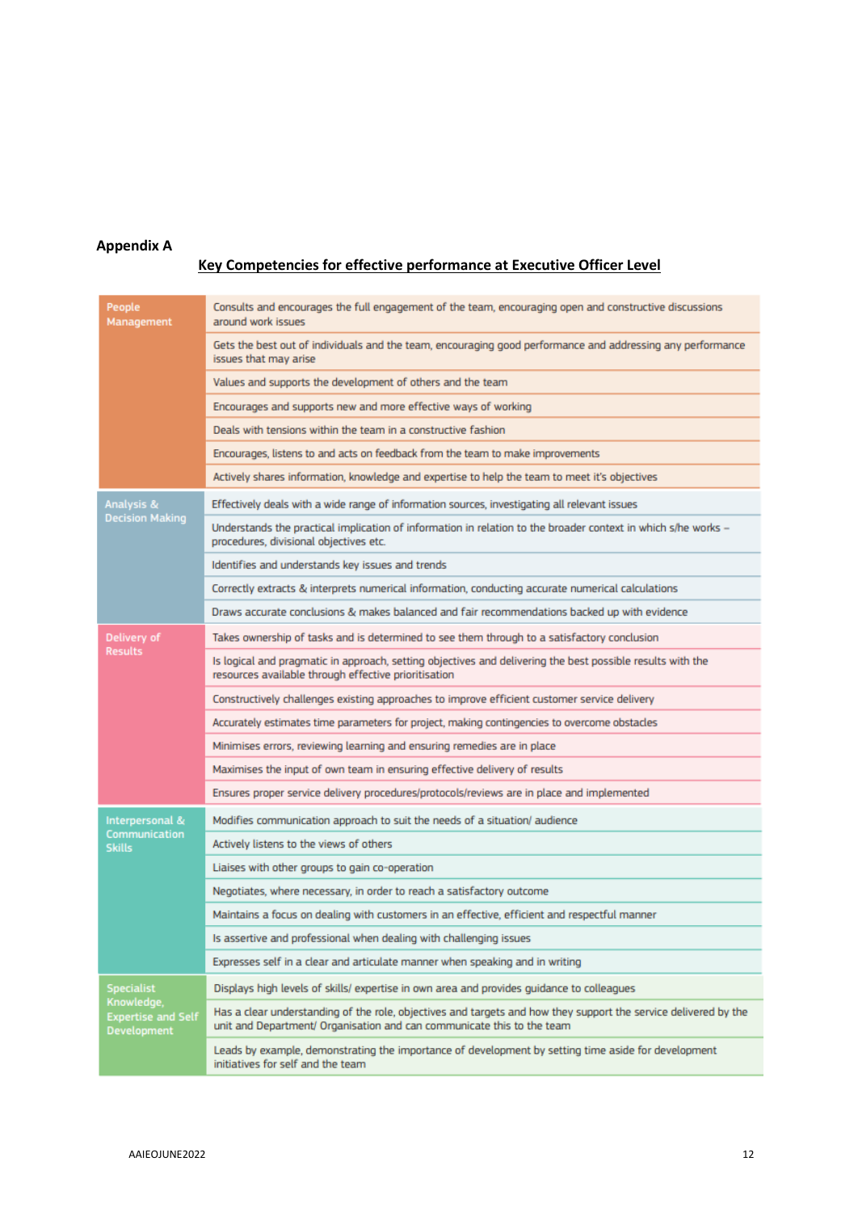**Appendix A**

**Key Competencies for effective performance at Executive Officer Level**

| Competency | Description |
|---|---|
| People Management | Consults and encourages the full engagement of the team, encouraging open and constructive discussions around work issues |
| | Gets the best out of individuals and the team, encouraging good performance and addressing any performance issues that may arise |
| | Values and supports the development of others and the team |
| | Encourages and supports new and more effective ways of working |
| | Deals with tensions within the team in a constructive fashion |
| | Encourages, listens to and acts on feedback from the team to make improvements |
| | Actively shares information, knowledge and expertise to help the team to meet it's objectives |
| Analysis & Decision Making | Effectively deals with a wide range of information sources, investigating all relevant issues |
| | Understands the practical implication of information in relation to the broader context in which s/he works – procedures, divisional objectives etc. |
| | Identifies and understands key issues and trends |
| | Correctly extracts & interprets numerical information, conducting accurate numerical calculations |
| | Draws accurate conclusions & makes balanced and fair recommendations backed up with evidence |
| Delivery of Results | Takes ownership of tasks and is determined to see them through to a satisfactory conclusion |
| | Is logical and pragmatic in approach, setting objectives and delivering the best possible results with the resources available through effective prioritisation |
| | Constructively challenges existing approaches to improve efficient customer service delivery |
| | Accurately estimates time parameters for project, making contingencies to overcome obstacles |
| | Minimises errors, reviewing learning and ensuring remedies are in place |
| | Maximises the input of own team in ensuring effective delivery of results |
| | Ensures proper service delivery procedures/protocols/reviews are in place and implemented |
| Interpersonal & Communication Skills | Modifies communication approach to suit the needs of a situation/ audience |
| | Actively listens to the views of others |
| | Liaises with other groups to gain co-operation |
| | Negotiates, where necessary, in order to reach a satisfactory outcome |
| | Maintains a focus on dealing with customers in an effective, efficient and respectful manner |
| | Is assertive and professional when dealing with challenging issues |
| | Expresses self in a clear and articulate manner when speaking and in writing |
| Specialist Knowledge, Expertise and Self Development | Displays high levels of skills/ expertise in own area and provides guidance to colleagues |
| | Has a clear understanding of the role, objectives and targets and how they support the service delivered by the unit and Department/ Organisation and can communicate this to the team |
| | Leads by example, demonstrating the importance of development by setting time aside for development initiatives for self and the team |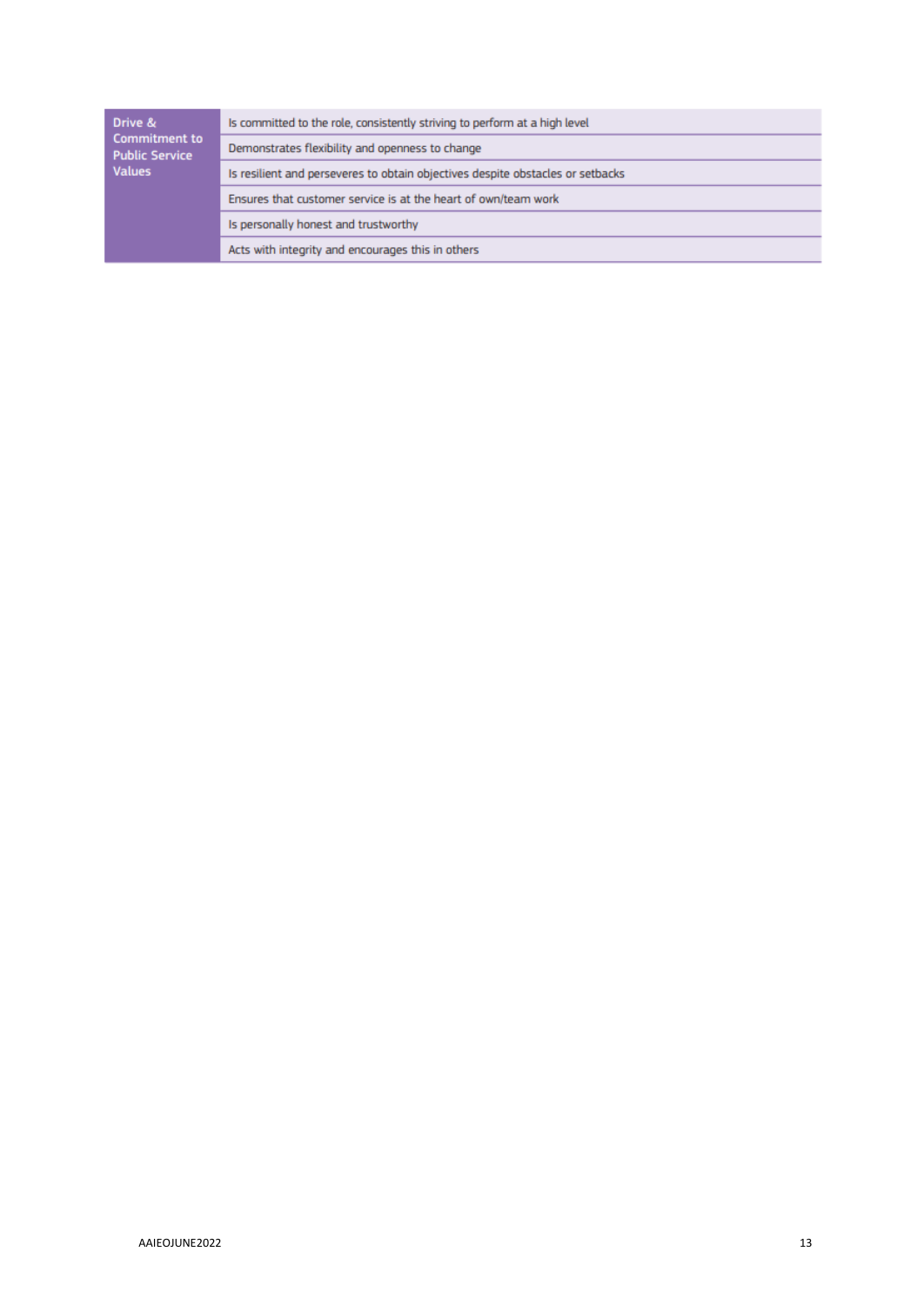| | |
|---|---|
| Drive & Commitment to Public Service Values | Is committed to the role, consistently striving to perform at a high level |
| | Demonstrates flexibility and openness to change |
| | Is resilient and perseveres to obtain objectives despite obstacles or setbacks |
| | Ensures that customer service is at the heart of own/team work |
| | Is personally honest and trustworthy |
| | Acts with integrity and encourages this in others |